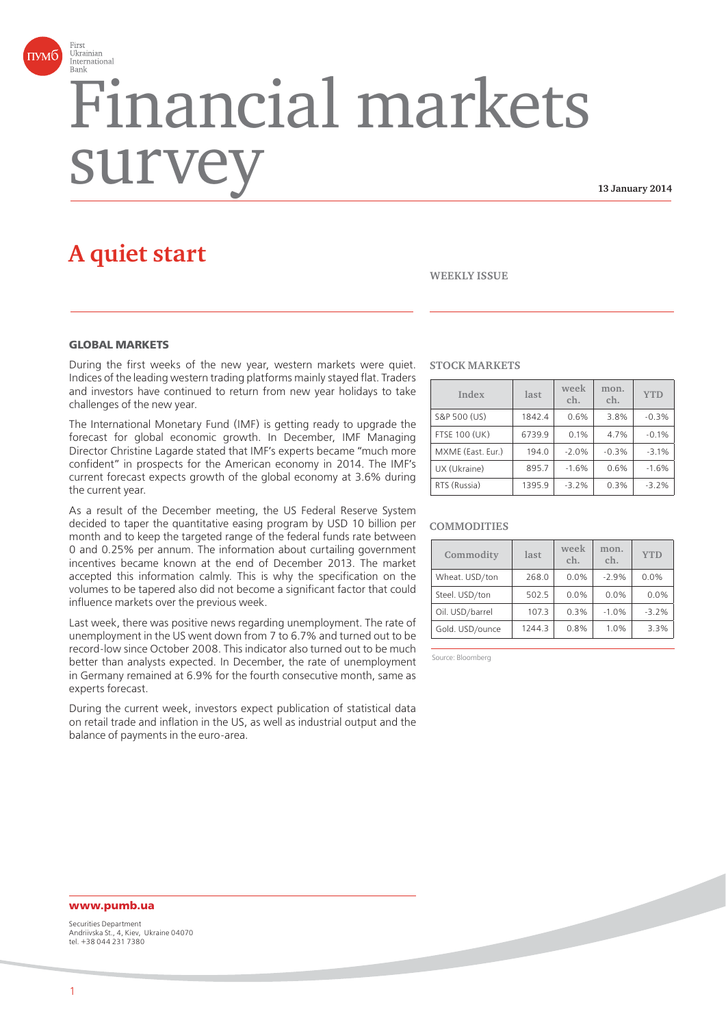First Ukrainian International Bank

# Financial markets survey

**13 January 2014**

## A quiet start

WEEKLY ISSUE

### GLOBAL MARKETS

During the first weeks of the new year, western markets were quiet. Indices of the leading western trading platforms mainly stayed flat. Traders and investors have continued to return from new year holidays to take challenges of the new year.

The International Monetary Fund (IMF) is getting ready to upgrade the forecast for global economic growth. In December, IMF Managing Director Christine Lagarde stated that IMF's experts became "much more confident" in prospects for the American economy in 2014. The IMF's current forecast expects growth of the global economy at 3.6% during the current year.

As a result of the December meeting, the US Federal Reserve System decided to taper the quantitative easing program by USD 10 billion per month and to keep the targeted range of the federal funds rate between 0 and 0.25% per annum. The information about curtailing government incentives became known at the end of December 2013. The market accepted this information calmly. This is why the specification on the volumes to be tapered also did not become a significant factor that could influence markets over the previous week.

Last week, there was positive news regarding unemployment. The rate of unemployment in the US went down from 7 to 6.7% and turned out to be record-low since October 2008. This indicator also turned out to be much better than analysts expected. In December, the rate of unemployment in Germany remained at 6.9% for the fourth consecutive month, same as experts forecast.

During the current week, investors expect publication of statistical data on retail trade and inflation in the US, as well as industrial output and the balance of payments in the euro-area.

### STOCK MARKETS

| Index | last | week ch. | mon. ch. | YTD |
|---|---|---|---|---|
| S&P 500 (US) | 1842.4 | 0.6% | 3.8% | -0.3% |
| FTSE 100 (UK) | 6739.9 | 0.1% | 4.7% | -0.1% |
| MXME (East. Eur.) | 194.0 | -2.0% | -0.3% | -3.1% |
| UX (Ukraine) | 895.7 | -1.6% | 0.6% | -1.6% |
| RTS (Russia) | 1395.9 | -3.2% | 0.3% | -3.2% |

### COMMODITIES

| Commodity | last | week ch. | mon. ch. | YTD |
|---|---|---|---|---|
| Wheat. USD/ton | 268.0 | 0.0% | -2.9% | 0.0% |
| Steel. USD/ton | 502.5 | 0.0% | 0.0% | 0.0% |
| Oil. USD/barrel | 107.3 | 0.3% | -1.0% | -3.2% |
| Gold. USD/ounce | 1244.3 | 0.8% | 1.0% | 3.3% |

Source: Bloomberg

**www.pumb.ua**

Securities Department
Andriivska St., 4, Kiev, Ukraine 04070
tel. +38 044 231 7380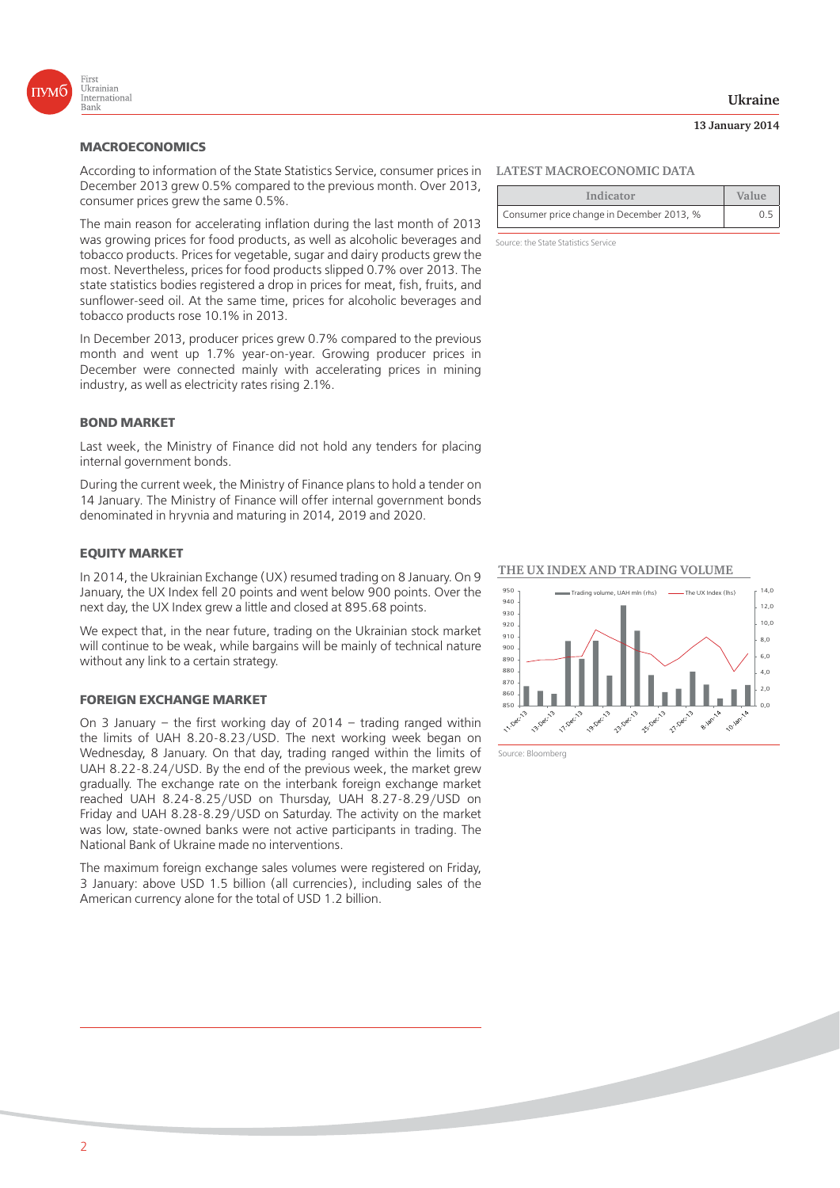## MACROECONOMICS

According to information of the State Statistics Service, consumer prices in December 2013 grew 0.5% compared to the previous month. Over 2013, consumer prices grew the same 0.5%.

The main reason for accelerating inflation during the last month of 2013 was growing prices for food products, as well as alcoholic beverages and tobacco products. Prices for vegetable, sugar and dairy products grew the most. Nevertheless, prices for food products slipped 0.7% over 2013. The state statistics bodies registered a drop in prices for meat, fish, fruits, and sunflower-seed oil. At the same time, prices for alcoholic beverages and tobacco products rose 10.1% in 2013.

In December 2013, producer prices grew 0.7% compared to the previous month and went up 1.7% year-on-year. Growing producer prices in December were connected mainly with accelerating prices in mining industry, as well as electricity rates rising 2.1%.

### LATEST MACROECONOMIC DATA

| Indicator | Value |
|---|---|
| Consumer price change in December 2013, % | 0.5 |

Source: the State Statistics Service

## BOND MARKET

Last week, the Ministry of Finance did not hold any tenders for placing internal government bonds.

During the current week, the Ministry of Finance plans to hold a tender on 14 January. The Ministry of Finance will offer internal government bonds denominated in hryvnia and maturing in 2014, 2019 and 2020.

## EQUITY MARKET

In 2014, the Ukrainian Exchange (UX) resumed trading on 8 January. On 9 January, the UX Index fell 20 points and went below 900 points. Over the next day, the UX Index grew a little and closed at 895.68 points.

We expect that, in the near future, trading on the Ukrainian stock market will continue to be weak, while bargains will be mainly of technical nature without any link to a certain strategy.

### THE UX INDEX AND TRADING VOLUME

Source: Bloomberg

## FOREIGN EXCHANGE MARKET

On 3 January – the first working day of 2014 – trading ranged within the limits of UAH 8.20-8.23/USD. The next working week began on Wednesday, 8 January. On that day, trading ranged within the limits of UAH 8.22-8.24/USD. By the end of the previous week, the market grew gradually. The exchange rate on the interbank foreign exchange market reached UAH 8.24-8.25/USD on Thursday, UAH 8.27-8.29/USD on Friday and UAH 8.28-8.29/USD on Saturday. The activity on the market was low, state-owned banks were not active participants in trading. The National Bank of Ukraine made no interventions.

The maximum foreign exchange sales volumes were registered on Friday, 3 January: above USD 1.5 billion (all currencies), including sales of the American currency alone for the total of USD 1.2 billion.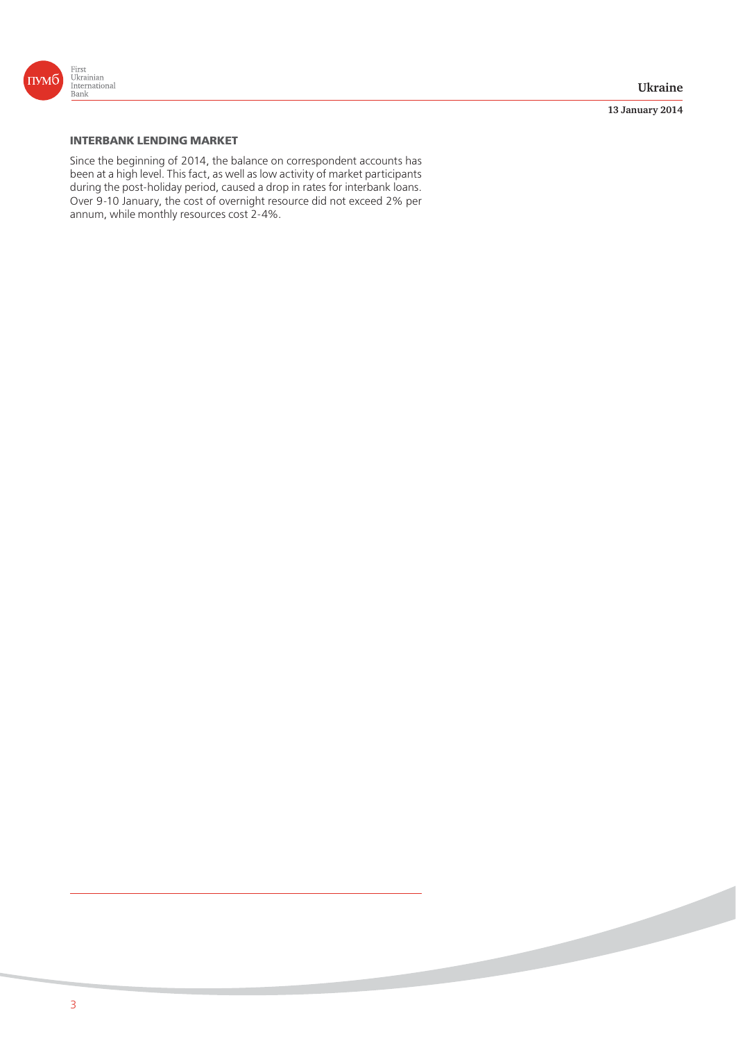## INTERBANK LENDING MARKET

Since the beginning of 2014, the balance on correspondent accounts has been at a high level. This fact, as well as low activity of market participants during the post-holiday period, caused a drop in rates for interbank loans. Over 9-10 January, the cost of overnight resource did not exceed 2% per annum, while monthly resources cost 2-4%.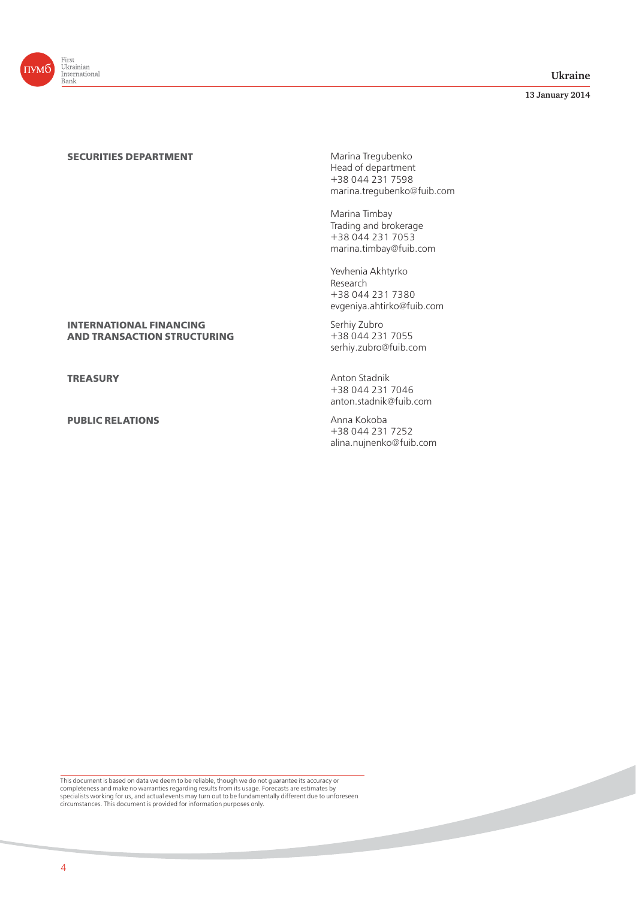**SECURITIES DEPARTMENT**

Marina Tregubenko
Head of department
+38 044 231 7598
marina.tregubenko@fuib.com

Marina Timbay
Trading and brokerage
+38 044 231 7053
marina.timbay@fuib.com

Yevhenia Akhtyrko
Research
+38 044 231 7380
evgeniya.ahtirko@fuib.com

**INTERNATIONAL FINANCING AND TRANSACTION STRUCTURING**

Serhiy Zubro
+38 044 231 7055
serhiy.zubro@fuib.com

**TREASURY**

Anton Stadnik
+38 044 231 7046
anton.stadnik@fuib.com

**PUBLIC RELATIONS**

Anna Kokoba
+38 044 231 7252
alina.nujnenko@fuib.com

This document is based on data we deem to be reliable, though we do not guarantee its accuracy or completeness and make no warranties regarding results from its usage. Forecasts are estimates by specialists working for us, and actual events may turn out to be fundamentally different due to unforeseen circumstances. This document is provided for information purposes only.